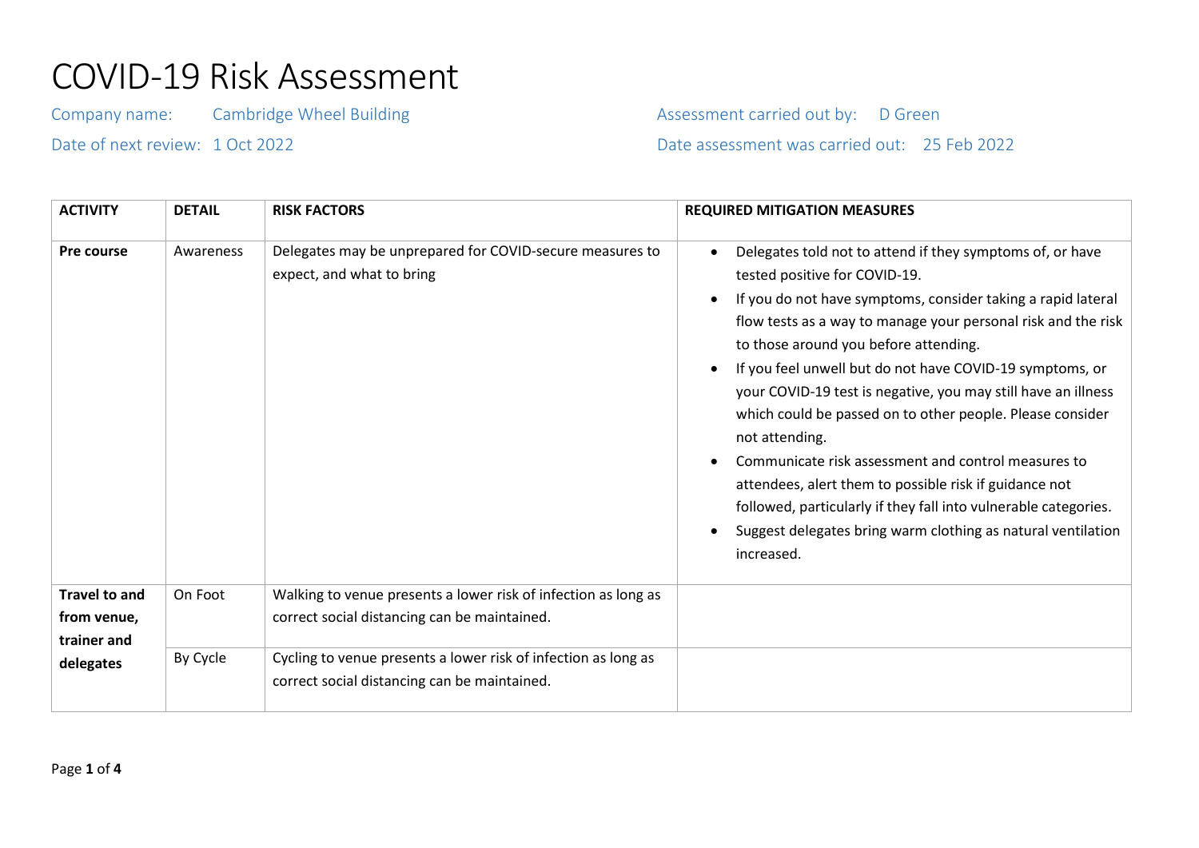# COVID-19 Risk Assessment

Company name: Cambridge Wheel Building

Assessment carried out by: D Green

Date of next review: 1 Oct 2022

Date assessment was carried out: 25 Feb 2022

| ACTIVITY | DETAIL | RISK FACTORS | REQUIRED MITIGATION MEASURES |
| --- | --- | --- | --- |
| **Pre course** | Awareness | Delegates may be unprepared for COVID-secure measures to expect, and what to bring | • Delegates told not to attend if they symptoms of, or have tested positive for COVID-19.<br>• If you do not have symptoms, consider taking a rapid lateral flow tests as a way to manage your personal risk and the risk to those around you before attending.<br>• If you feel unwell but do not have COVID-19 symptoms, or your COVID-19 test is negative, you may still have an illness which could be passed on to other people. Please consider not attending.<br>• Communicate risk assessment and control measures to attendees, alert them to possible risk if guidance not followed, particularly if they fall into vulnerable categories.<br>• Suggest delegates bring warm clothing as natural ventilation increased. |
| **Travel to and from venue, trainer and delegates** | On Foot | Walking to venue presents a lower risk of infection as long as correct social distancing can be maintained. | |
| | By Cycle | Cycling to venue presents a lower risk of infection as long as correct social distancing can be maintained. | |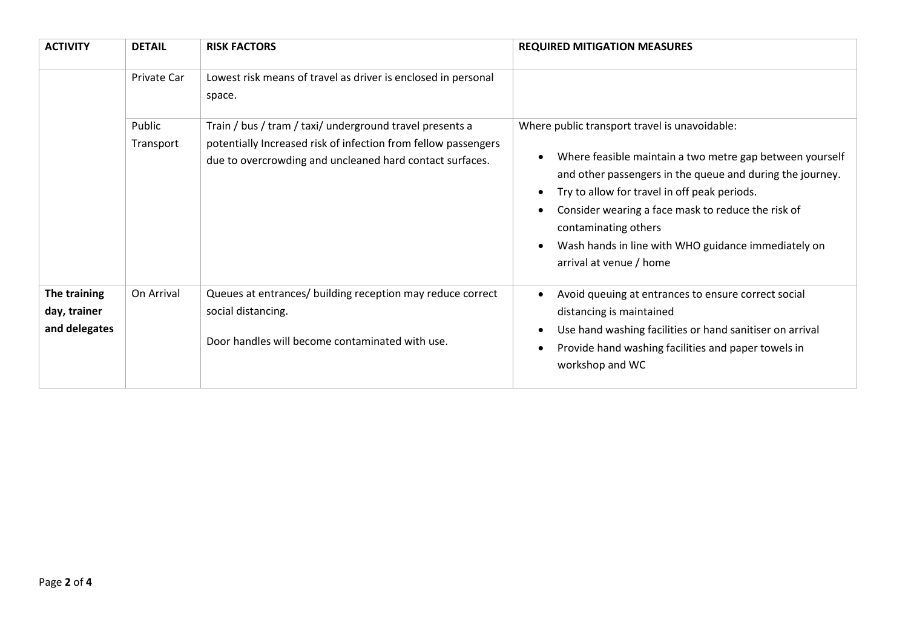| ACTIVITY | DETAIL | RISK FACTORS | REQUIRED MITIGATION MEASURES |
|---|---|---|---|
| | Private Car | Lowest risk means of travel as driver is enclosed in personal space. | |
| | Public Transport | Train / bus / tram / taxi/ underground travel presents a potentially Increased risk of infection from fellow passengers due to overcrowding and uncleaned hard contact surfaces. | Where public transport travel is unavoidable:<br>• Where feasible maintain a two metre gap between yourself and other passengers in the queue and during the journey.<br>• Try to allow for travel in off peak periods.<br>• Consider wearing a face mask to reduce the risk of contaminating others<br>• Wash hands in line with WHO guidance immediately on arrival at venue / home |
| **The training day, trainer and delegates** | On Arrival | Queues at entrances/ building reception may reduce correct social distancing.<br><br>Door handles will become contaminated with use. | • Avoid queuing at entrances to ensure correct social distancing is maintained<br>• Use hand washing facilities or hand sanitiser on arrival<br>• Provide hand washing facilities and paper towels in workshop and WC |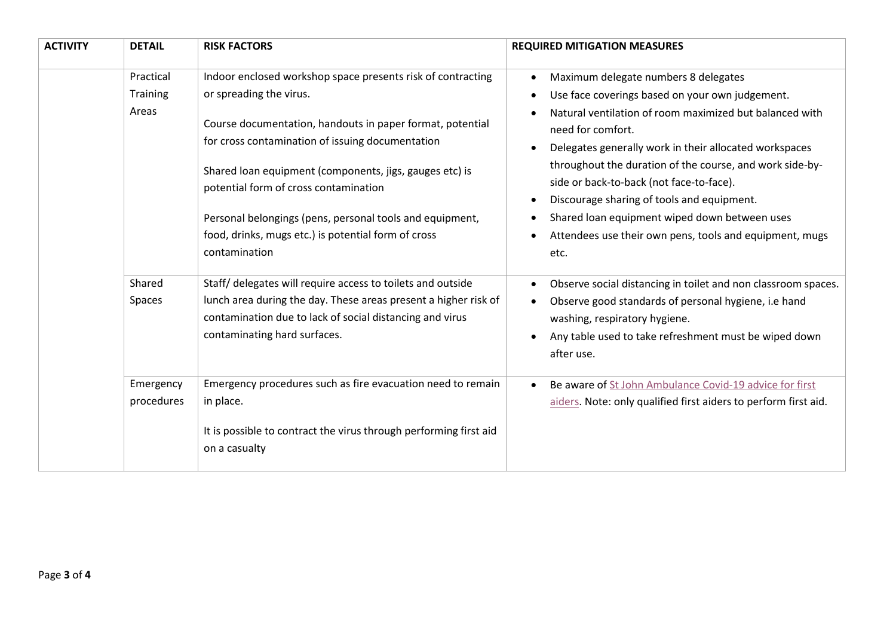| ACTIVITY | DETAIL | RISK FACTORS | REQUIRED MITIGATION MEASURES |
|---|---|---|---|
| | Practical Training Areas | Indoor enclosed workshop space presents risk of contracting or spreading the virus.<br><br>Course documentation, handouts in paper format, potential for cross contamination of issuing documentation<br><br>Shared loan equipment (components, jigs, gauges etc) is potential form of cross contamination<br><br>Personal belongings (pens, personal tools and equipment, food, drinks, mugs etc.) is potential form of cross contamination | • Maximum delegate numbers 8 delegates<br>• Use face coverings based on your own judgement.<br>• Natural ventilation of room maximized but balanced with need for comfort.<br>• Delegates generally work in their allocated workspaces throughout the duration of the course, and work side-by-side or back-to-back (not face-to-face).<br>• Discourage sharing of tools and equipment.<br>• Shared loan equipment wiped down between uses<br>• Attendees use their own pens, tools and equipment, mugs etc. |
| | Shared Spaces | Staff/ delegates will require access to toilets and outside lunch area during the day. These areas present a higher risk of contamination due to lack of social distancing and virus contaminating hard surfaces. | • Observe social distancing in toilet and non classroom spaces.<br>• Observe good standards of personal hygiene, i.e hand washing, respiratory hygiene.<br>• Any table used to take refreshment must be wiped down after use. |
| | Emergency procedures | Emergency procedures such as fire evacuation need to remain in place.<br><br>It is possible to contract the virus through performing first aid on a casualty | • Be aware of St John Ambulance Covid-19 advice for first aiders. Note: only qualified first aiders to perform first aid. |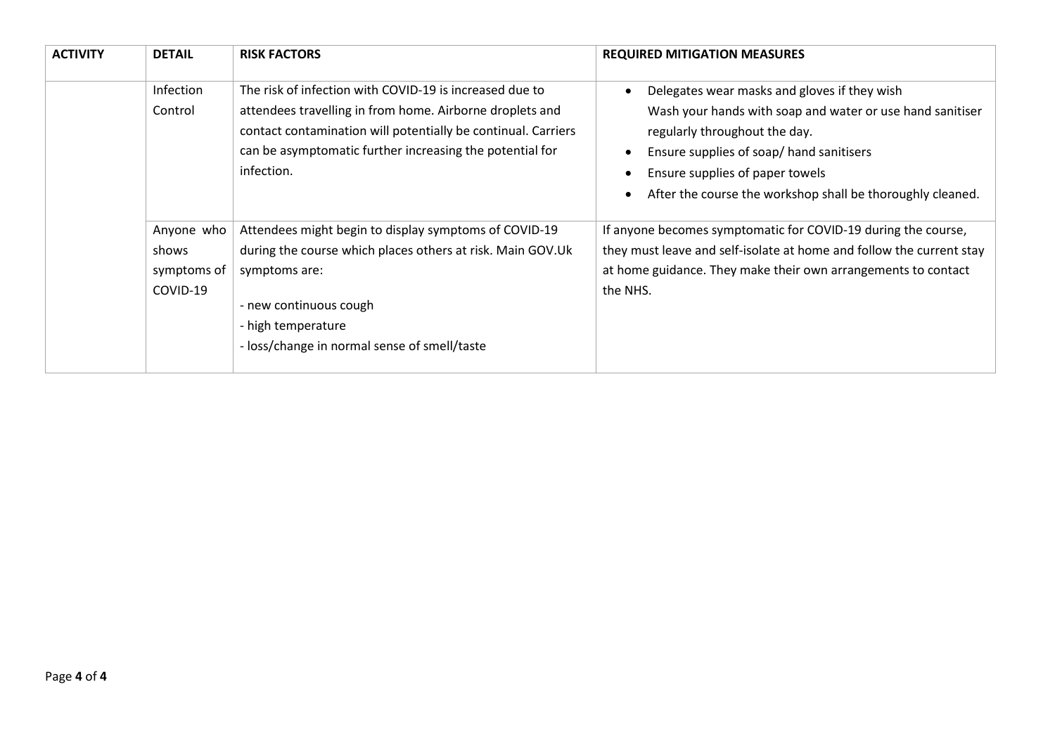| ACTIVITY | DETAIL | RISK FACTORS | REQUIRED MITIGATION MEASURES |
|---|---|---|---|
| | Infection Control | The risk of infection with COVID-19 is increased due to attendees travelling in from home. Airborne droplets and contact contamination will potentially be continual. Carriers can be asymptomatic further increasing the potential for infection. | • Delegates wear masks and gloves if they wish<br>Wash your hands with soap and water or use hand sanitiser regularly throughout the day.<br>• Ensure supplies of soap/ hand sanitisers<br>• Ensure supplies of paper towels<br>• After the course the workshop shall be thoroughly cleaned. |
| | Anyone who shows symptoms of COVID-19 | Attendees might begin to display symptoms of COVID-19 during the course which places others at risk. Main GOV.Uk symptoms are:<br><br>- new continuous cough<br>- high temperature<br>- loss/change in normal sense of smell/taste | If anyone becomes symptomatic for COVID-19 during the course, they must leave and self-isolate at home and follow the current stay at home guidance. They make their own arrangements to contact the NHS. |